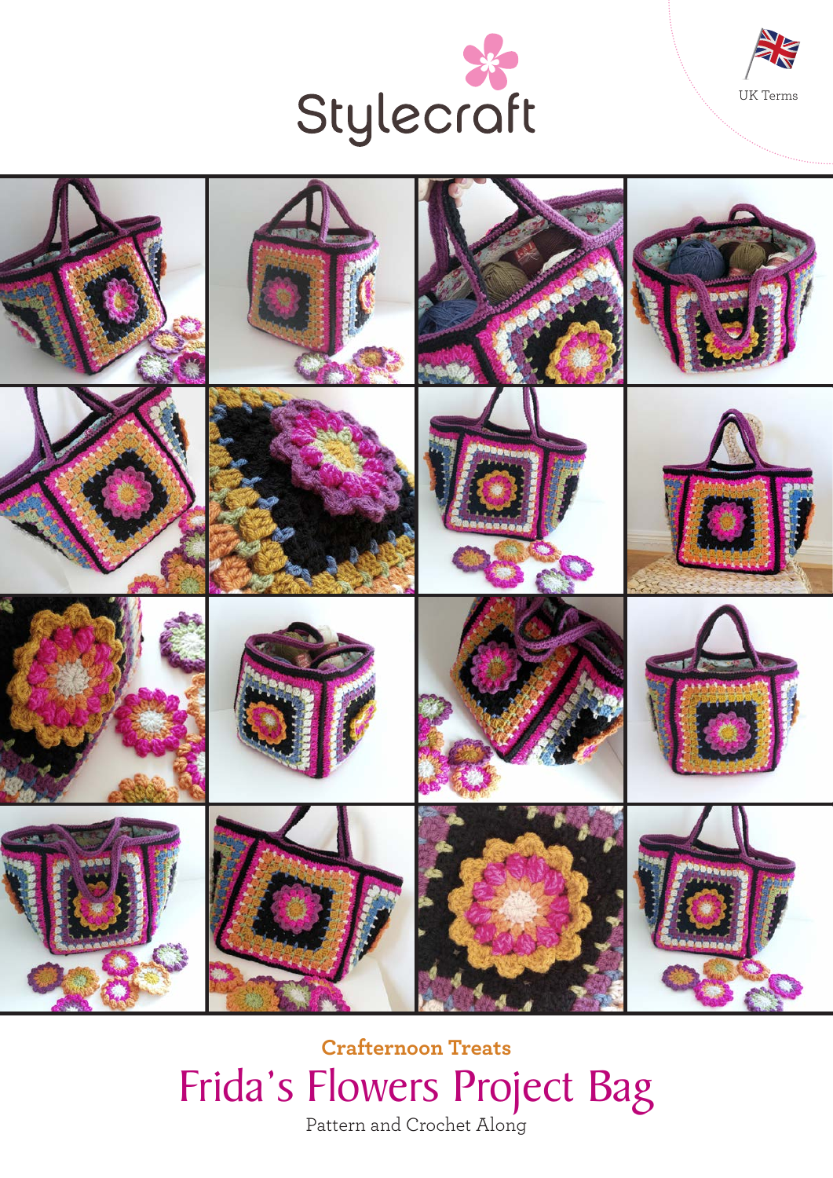Stylecraft

UK Terms

**Crafternoon Treats**

# Frida's Flowers Project Bag

Pattern and Crochet Along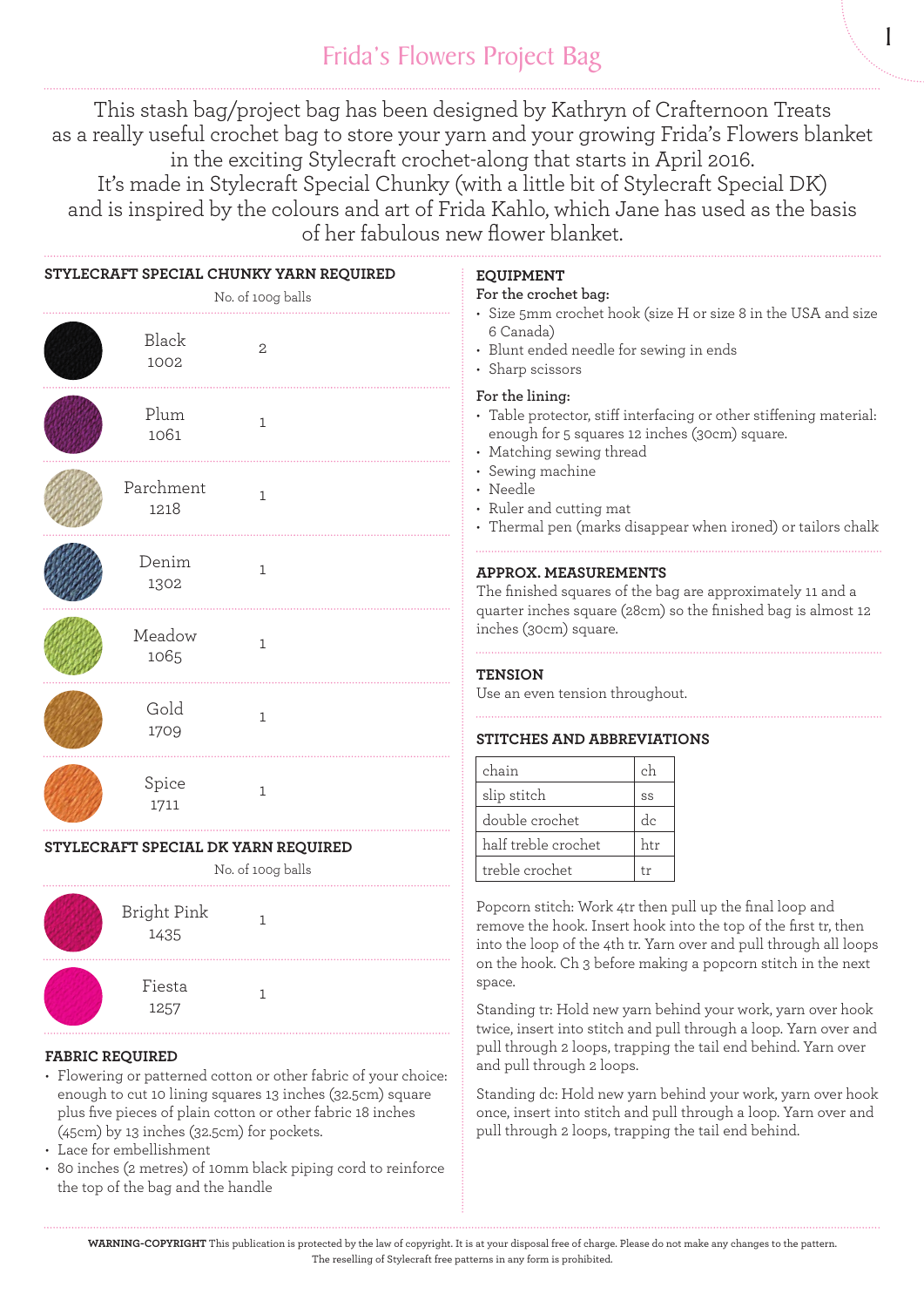# Frida's Flowers Project Bag

This stash bag/project bag has been designed by Kathryn of Crafternoon Treats as a really useful crochet bag to store your yarn and your growing Frida's Flowers blanket in the exciting Stylecraft crochet-along that starts in April 2016.
It's made in Stylecraft Special Chunky (with a little bit of Stylecraft Special DK) and is inspired by the colours and art of Frida Kahlo, which Jane has used as the basis of her fabulous new flower blanket.

## STYLECRAFT SPECIAL CHUNKY YARN REQUIRED

| Colour | No. of 100g balls |
|---|---|
| Black 1002 | 2 |
| Plum 1061 | 1 |
| Parchment 1218 | 1 |
| Denim 1302 | 1 |
| Meadow 1065 | 1 |
| Gold 1709 | 1 |
| Spice 1711 | 1 |

## STYLECRAFT SPECIAL DK YARN REQUIRED

| Colour | No. of 100g balls |
|---|---|
| Bright Pink 1435 | 1 |
| Fiesta 1257 | 1 |

## FABRIC REQUIRED

- Flowering or patterned cotton or other fabric of your choice: enough to cut 10 lining squares 13 inches (32.5cm) square plus five pieces of plain cotton or other fabric 18 inches (45cm) by 13 inches (32.5cm) for pockets.
- Lace for embellishment
- 80 inches (2 metres) of 10mm black piping cord to reinforce the top of the bag and the handle

## EQUIPMENT

**For the crochet bag:**

- Size 5mm crochet hook (size H or size 8 in the USA and size 6 Canada)
- Blunt ended needle for sewing in ends
- Sharp scissors

**For the lining:**

- Table protector, stiff interfacing or other stiffening material: enough for 5 squares 12 inches (30cm) square.
- Matching sewing thread
- Sewing machine
- Needle
- Ruler and cutting mat
- Thermal pen (marks disappear when ironed) or tailors chalk

## APPROX. MEASUREMENTS

The finished squares of the bag are approximately 11 and a quarter inches square (28cm) so the finished bag is almost 12 inches (30cm) square.

## TENSION

Use an even tension throughout.

## STITCHES AND ABBREVIATIONS

| Stitch | Abbreviation |
|---|---|
| chain | ch |
| slip stitch | ss |
| double crochet | dc |
| half treble crochet | htr |
| treble crochet | tr |

Popcorn stitch: Work 4tr then pull up the final loop and remove the hook. Insert hook into the top of the first tr, then into the loop of the 4th tr. Yarn over and pull through all loops on the hook. Ch 3 before making a popcorn stitch in the next space.

Standing tr: Hold new yarn behind your work, yarn over hook twice, insert into stitch and pull through a loop. Yarn over and pull through 2 loops, trapping the tail end behind. Yarn over and pull through 2 loops.

Standing dc: Hold new yarn behind your work, yarn over hook once, insert into stitch and pull through a loop. Yarn over and pull through 2 loops, trapping the tail end behind.

**WARNING-COPYRIGHT** This publication is protected by the law of copyright. It is at your disposal free of charge. Please do not make any changes to the pattern. The reselling of Stylecraft free patterns in any form is prohibited.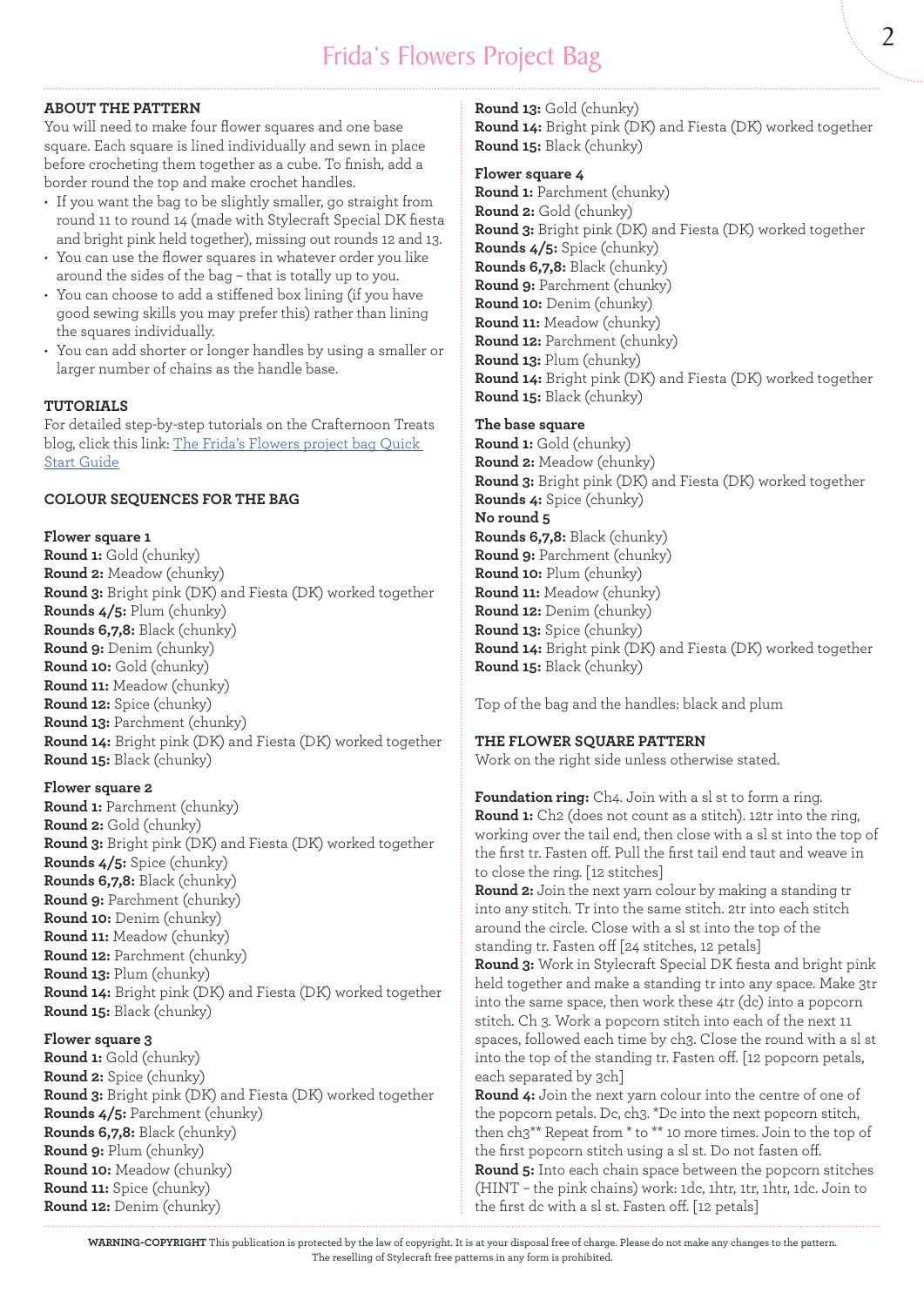## ABOUT THE PATTERN

You will need to make four flower squares and one base square. Each square is lined individually and sewn in place before crocheting them together as a cube. To finish, add a border round the top and make crochet handles.

- If you want the bag to be slightly smaller, go straight from round 11 to round 14 (made with Stylecraft Special DK fiesta and bright pink held together), missing out rounds 12 and 13.
- You can use the flower squares in whatever order you like around the sides of the bag – that is totally up to you.
- You can choose to add a stiffened box lining (if you have good sewing skills you may prefer this) rather than lining the squares individually.
- You can add shorter or longer handles by using a smaller or larger number of chains as the handle base.

## TUTORIALS

For detailed step-by-step tutorials on the Crafternoon Treats blog, click this link: [The Frida's Flowers project bag Quick Start Guide]

## COLOUR SEQUENCES FOR THE BAG

### Flower square 1

**Round 1:** Gold (chunky)
**Round 2:** Meadow (chunky)
**Round 3:** Bright pink (DK) and Fiesta (DK) worked together
**Rounds 4/5:** Plum (chunky)
**Rounds 6,7,8:** Black (chunky)
**Round 9:** Denim (chunky)
**Round 10:** Gold (chunky)
**Round 11:** Meadow (chunky)
**Round 12:** Spice (chunky)
**Round 13:** Parchment (chunky)
**Round 14:** Bright pink (DK) and Fiesta (DK) worked together
**Round 15:** Black (chunky)

### Flower square 2

**Round 1:** Parchment (chunky)
**Round 2:** Gold (chunky)
**Round 3:** Bright pink (DK) and Fiesta (DK) worked together
**Rounds 4/5:** Spice (chunky)
**Rounds 6,7,8:** Black (chunky)
**Round 9:** Parchment (chunky)
**Round 10:** Denim (chunky)
**Round 11:** Meadow (chunky)
**Round 12:** Parchment (chunky)
**Round 13:** Plum (chunky)
**Round 14:** Bright pink (DK) and Fiesta (DK) worked together
**Round 15:** Black (chunky)

### Flower square 3

**Round 1:** Gold (chunky)
**Round 2:** Spice (chunky)
**Round 3:** Bright pink (DK) and Fiesta (DK) worked together
**Rounds 4/5:** Parchment (chunky)
**Rounds 6,7,8:** Black (chunky)
**Round 9:** Plum (chunky)
**Round 10:** Meadow (chunky)
**Round 11:** Spice (chunky)
**Round 12:** Denim (chunky)
**Round 13:** Gold (chunky)
**Round 14:** Bright pink (DK) and Fiesta (DK) worked together
**Round 15:** Black (chunky)

### Flower square 4

**Round 1:** Parchment (chunky)
**Round 2:** Gold (chunky)
**Round 3:** Bright pink (DK) and Fiesta (DK) worked together
**Rounds 4/5:** Spice (chunky)
**Rounds 6,7,8:** Black (chunky)
**Round 9:** Parchment (chunky)
**Round 10:** Denim (chunky)
**Round 11:** Meadow (chunky)
**Round 12:** Parchment (chunky)
**Round 13:** Plum (chunky)
**Round 14:** Bright pink (DK) and Fiesta (DK) worked together
**Round 15:** Black (chunky)

### The base square

**Round 1:** Gold (chunky)
**Round 2:** Meadow (chunky)
**Round 3:** Bright pink (DK) and Fiesta (DK) worked together
**Rounds 4:** Spice (chunky)
**No round 5**
**Rounds 6,7,8:** Black (chunky)
**Round 9:** Parchment (chunky)
**Round 10:** Plum (chunky)
**Round 11:** Meadow (chunky)
**Round 12:** Denim (chunky)
**Round 13:** Spice (chunky)
**Round 14:** Bright pink (DK) and Fiesta (DK) worked together
**Round 15:** Black (chunky)

Top of the bag and the handles: black and plum

## THE FLOWER SQUARE PATTERN

Work on the right side unless otherwise stated.

**Foundation ring:** Ch4. Join with a sl st to form a ring.
**Round 1:** Ch2 (does not count as a stitch). 12tr into the ring, working over the tail end, then close with a sl st into the top of the first tr. Fasten off. Pull the first tail end taut and weave in to close the ring. [12 stitches]
**Round 2:** Join the next yarn colour by making a standing tr into any stitch. Tr into the same stitch. 2tr into each stitch around the circle. Close with a sl st into the top of the standing tr. Fasten off [24 stitches, 12 petals]
**Round 3:** Work in Stylecraft Special DK fiesta and bright pink held together and make a standing tr into any space. Make 3tr into the same space, then work these 4tr (dc) into a popcorn stitch. Ch 3. Work a popcorn stitch into each of the next 11 spaces, followed each time by ch3. Close the round with a sl st into the top of the standing tr. Fasten off. [12 popcorn petals, each separated by 3ch]
**Round 4:** Join the next yarn colour into the centre of one of the popcorn petals. Dc, ch3. *Dc into the next popcorn stitch, then ch3** Repeat from * to ** 10 more times. Join to the top of the first popcorn stitch using a sl st. Do not fasten off.
**Round 5:** Into each chain space between the popcorn stitches (HINT – the pink chains) work: 1dc, 1htr, 1tr, 1htr, 1dc. Join to the first dc with a sl st. Fasten off. [12 petals]

**WARNING-COPYRIGHT** This publication is protected by the law of copyright. It is at your disposal free of charge. Please do not make any changes to the pattern. The reselling of Stylecraft free patterns in any form is prohibited.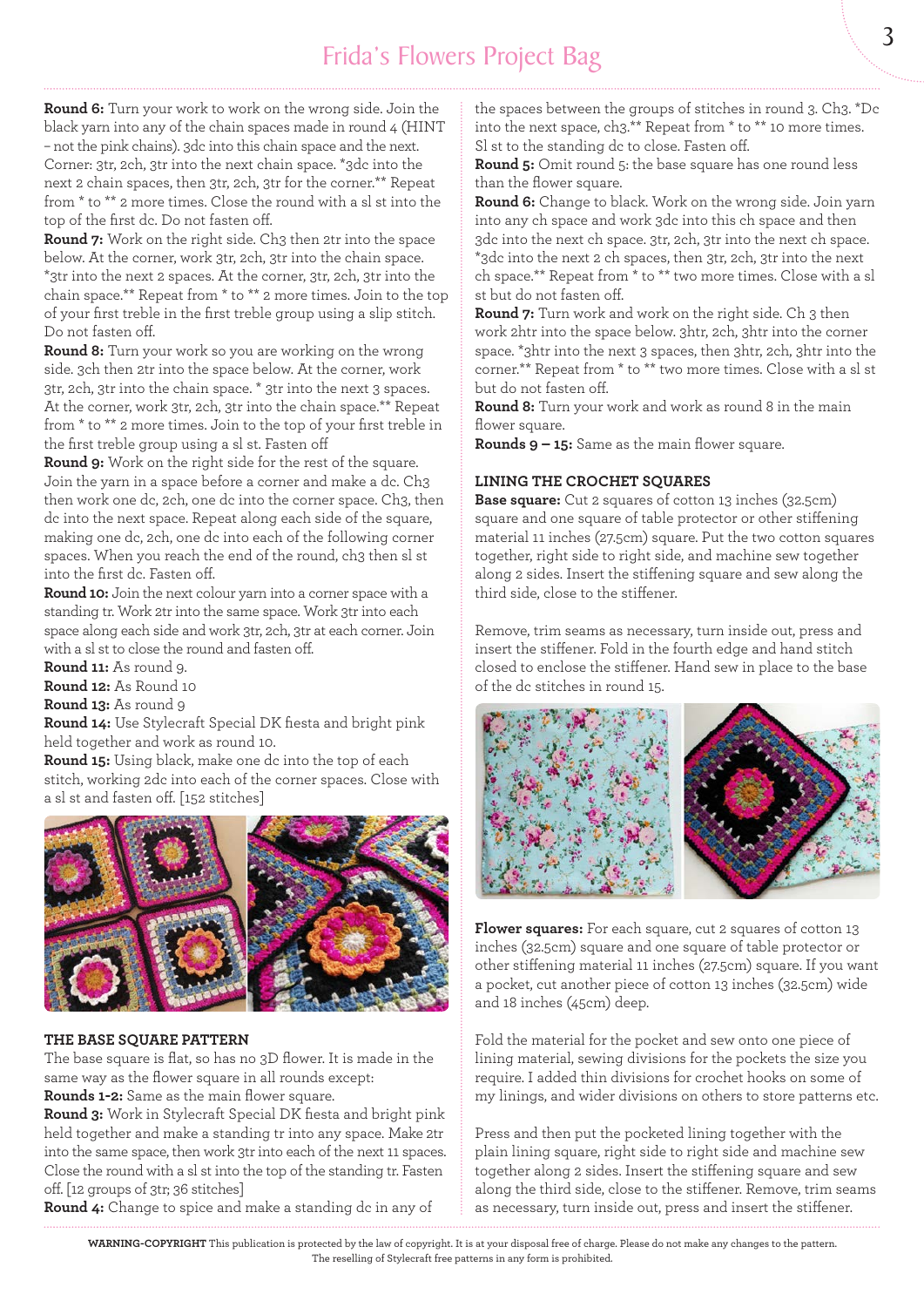**Round 6:** Turn your work to work on the wrong side. Join the black yarn into any of the chain spaces made in round 4 (HINT – not the pink chains). 3dc into this chain space and the next. Corner: 3tr, 2ch, 3tr into the next chain space. *3dc into the next 2 chain spaces, then 3tr, 2ch, 3tr for the corner.** Repeat from * to ** 2 more times. Close the round with a sl st into the top of the first dc. Do not fasten off.

**Round 7:** Work on the right side. Ch3 then 2tr into the space below. At the corner, work 3tr, 2ch, 3tr into the chain space. *3tr into the next 2 spaces. At the corner, 3tr, 2ch, 3tr into the chain space.** Repeat from * to ** 2 more times. Join to the top of your first treble in the first treble group using a slip stitch. Do not fasten off.

**Round 8:** Turn your work so you are working on the wrong side. Ch3 then 2tr into the space below. At the corner, work 3tr, 2ch, 3tr into the chain space. * 3tr into the next 3 spaces. At the corner, work 3tr, 2ch, 3tr into the chain space.** Repeat from * to ** 2 more times. Join to the top of your first treble in the first treble group using a sl st. Fasten off

**Round 9:** Work on the right side for the rest of the square. Join the yarn in a space before a corner and make a dc. Ch3 then work one dc, 2ch, one dc into the corner space. Ch3, then dc into the next space. Repeat along each side of the square, making one dc, 2ch, one dc into each of the following corner spaces. When you reach the end of the round, ch3 then sl st into the first dc. Fasten off.

**Round 10:** Join the next colour yarn into a corner space with a standing tr. Work 2tr into the same space. Work 3tr into each space along each side and work 3tr, 2ch, 3tr at each corner. Join with a sl st to close the round and fasten off.

**Round 11:** As round 9.

**Round 12:** As Round 10

**Round 13:** As round 9

**Round 14:** Use Stylecraft Special DK fiesta and bright pink held together and work as round 10.

**Round 15:** Using black, make one dc into the top of each stitch, working 2dc into each of the corner spaces. Close with a sl st and fasten off. [152 stitches]

### THE BASE SQUARE PATTERN

The base square is flat, so has no 3D flower. It is made in the same way as the flower square in all rounds except:

**Rounds 1-2:** Same as the main flower square.

**Round 3:** Work in Stylecraft Special DK fiesta and bright pink held together and make a standing tr into any space. Make 2tr into the same space, then work 3tr into each of the next 11 spaces. Close the round with a sl st into the top of the standing tr. Fasten off. [12 groups of 3tr; 36 stitches]

**Round 4:** Change to spice and make a standing dc in any of the spaces between the groups of stitches in round 3. Ch3. *Dc into the next space, ch3.** Repeat from * to ** 10 more times. Sl st to the standing dc to close. Fasten off.

**Round 5:** Omit round 5: the base square has one round less than the flower square.

**Round 6:** Change to black. Work on the wrong side. Join yarn into any ch space and work 3dc into this ch space and then 3dc into the next ch space. 3tr, 2ch, 3tr into the next ch space. *3dc into the next 2 ch spaces, then 3tr, 2ch, 3tr into the next ch space.** Repeat from * to ** two more times. Close with a sl st but do not fasten off.

**Round 7:** Turn work and work on the right side. Ch 3 then work 2htr into the space below. 3htr, 2ch, 3htr into the corner space. *3htr into the next 3 spaces, then 3htr, 2ch, 3htr into the corner.** Repeat from * to ** two more times. Close with a sl st but do not fasten off.

**Round 8:** Turn your work and work as round 8 in the main flower square.

**Rounds 9 – 15:** Same as the main flower square.

### LINING THE CROCHET SQUARES

**Base square:** Cut 2 squares of cotton 13 inches (32.5cm) square and one square of table protector or other stiffening material 11 inches (27.5cm) square. Put the two cotton squares together, right side to right side, and machine sew together along 2 sides. Insert the stiffening square and sew along the third side, close to the stiffener.

Remove, trim seams as necessary, turn inside out, press and insert the stiffener. Fold in the fourth edge and hand stitch closed to enclose the stiffener. Hand sew in place to the base of the dc stitches in round 15.

**Flower squares:** For each square, cut 2 squares of cotton 13 inches (32.5cm) square and one square of table protector or other stiffening material 11 inches (27.5cm) square. If you want a pocket, cut another piece of cotton 13 inches (32.5cm) wide and 18 inches (45cm) deep.

Fold the material for the pocket and sew onto one piece of lining material, sewing divisions for the pockets the size you require. I added thin divisions for crochet hooks on some of my linings, and wider divisions on others to store patterns etc.

Press and then put the pocketed lining together with the plain lining square, right side to right side and machine sew together along 2 sides. Insert the stiffening square and sew along the third side, close to the stiffener. Remove, trim seams as necessary, turn inside out, press and insert the stiffener.

**WARNING-COPYRIGHT** This publication is protected by the law of copyright. It is at your disposal free of charge. Please do not make any changes to the pattern. The reselling of Stylecraft free patterns in any form is prohibited.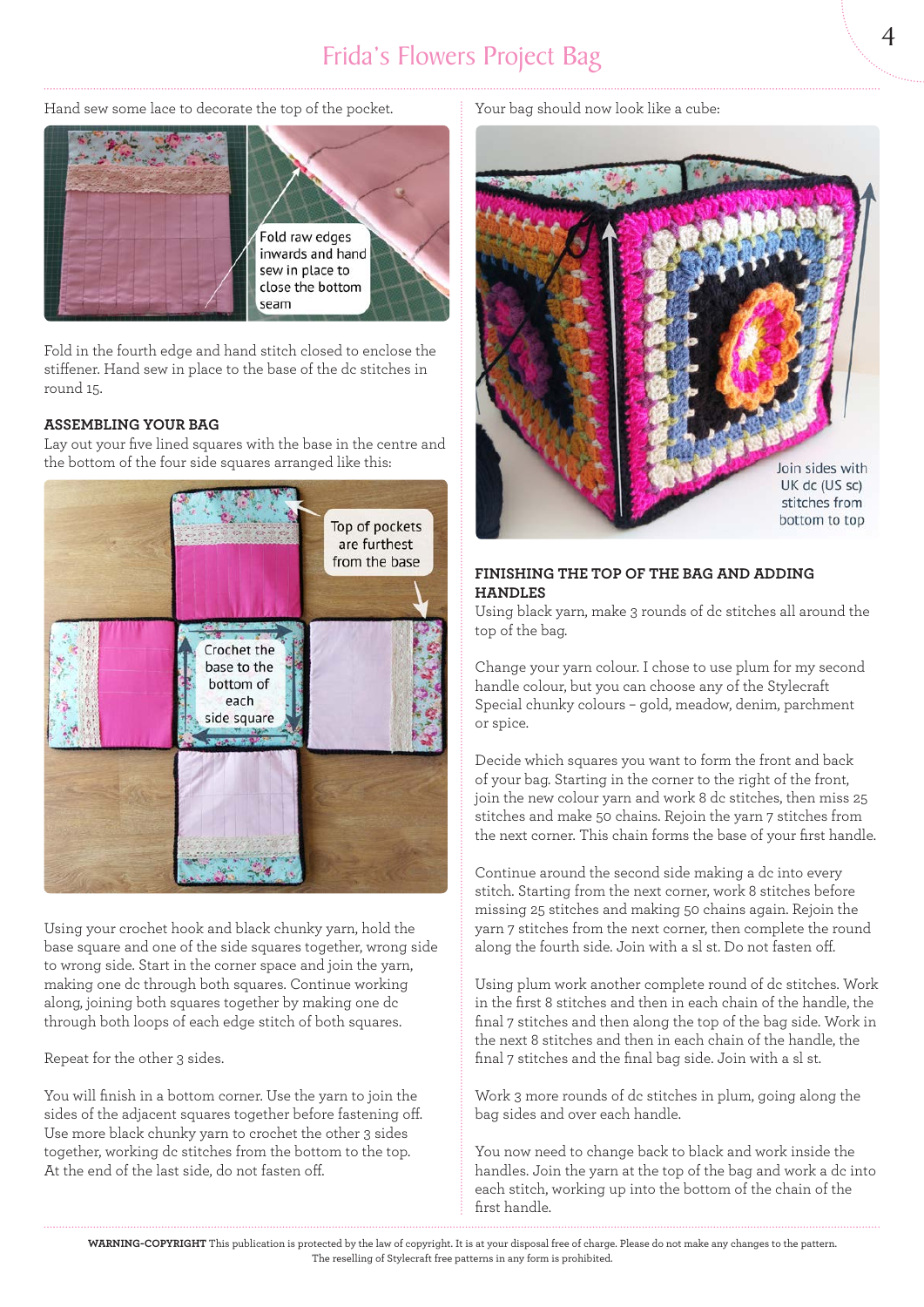Hand sew some lace to decorate the top of the pocket.

Fold raw edges inwards and hand sew in place to close the bottom seam

Fold in the fourth edge and hand stitch closed to enclose the stiffener. Hand sew in place to the base of the dc stitches in round 15.

### ASSEMBLING YOUR BAG

Lay out your five lined squares with the base in the centre and the bottom of the four side squares arranged like this:

Top of pockets are furthest from the base

Crochet the base to the bottom of each side square

Using your crochet hook and black chunky yarn, hold the base square and one of the side squares together, wrong side to wrong side. Start in the corner space and join the yarn, making one dc through both squares. Continue working along, joining both squares together by making one dc through both loops of each edge stitch of both squares.

Repeat for the other 3 sides.

You will finish in a bottom corner. Use the yarn to join the sides of the adjacent squares together before fastening off. Use more black chunky yarn to crochet the other 3 sides together, working dc stitches from the bottom to the top. At the end of the last side, do not fasten off.

Your bag should now look like a cube:

Join sides with UK dc (US sc) stitches from bottom to top

### FINISHING THE TOP OF THE BAG AND ADDING HANDLES

Using black yarn, make 3 rounds of dc stitches all around the top of the bag.

Change your yarn colour. I chose to use plum for my second handle colour, but you can choose any of the Stylecraft Special chunky colours – gold, meadow, denim, parchment or spice.

Decide which squares you want to form the front and back of your bag. Starting in the corner to the right of the front, join the new colour yarn and work 8 dc stitches, then miss 25 stitches and make 50 chains. Rejoin the yarn 7 stitches from the next corner. This chain forms the base of your first handle.

Continue around the second side making a dc into every stitch. Starting from the next corner, work 8 stitches before missing 25 stitches and making 50 chains again. Rejoin the yarn 7 stitches from the next corner, then complete the round along the fourth side. Join with a sl st. Do not fasten off.

Using plum work another complete round of dc stitches. Work in the first 8 stitches and then in each chain of the handle, the final 7 stitches and then along the top of the bag side. Work in the next 8 stitches and then in each chain of the handle, the final 7 stitches and the final bag side. Join with a sl st.

Work 3 more rounds of dc stitches in plum, going along the bag sides and over each handle.

You now need to change back to black and work inside the handles. Join the yarn at the top of the bag and work a dc into each stitch, working up into the bottom of the chain of the first handle.

**WARNING-COPYRIGHT** This publication is protected by the law of copyright. It is at your disposal free of charge. Please do not make any changes to the pattern. The reselling of Stylecraft free patterns in any form is prohibited.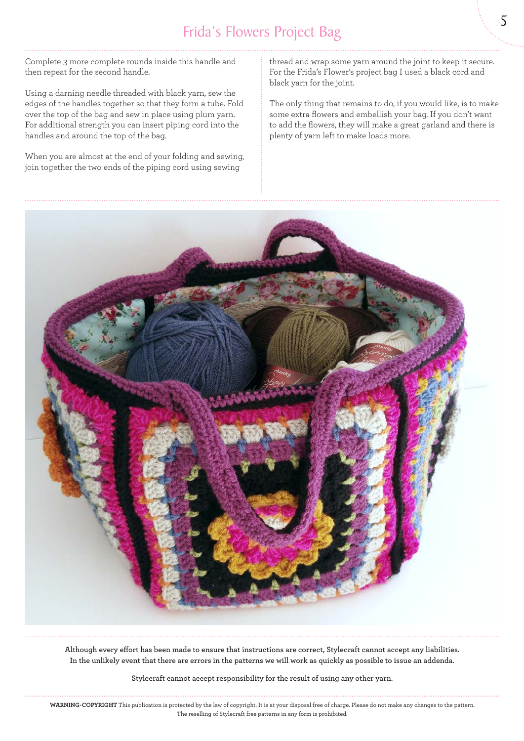Complete 3 more complete rounds inside this handle and then repeat for the second handle.

Using a darning needle threaded with black yarn, sew the edges of the handles together so that they form a tube. Fold over the top of the bag and sew in place using plum yarn. For additional strength you can insert piping cord into the handles and around the top of the bag.

When you are almost at the end of your folding and sewing, join together the two ends of the piping cord using sewing thread and wrap some yarn around the joint to keep it secure. For the Frida's Flower's project bag I used a black cord and black yarn for the joint.

The only thing that remains to do, if you would like, is to make some extra flowers and embellish your bag. If you don't want to add the flowers, they will make a great garland and there is plenty of yarn left to make loads more.

**Although every effort has been made to ensure that instructions are correct, Stylecraft cannot accept any liabilities. In the unlikely event that there are errors in the patterns we will work as quickly as possible to issue an addenda.**

**Stylecraft cannot accept responsibility for the result of using any other yarn.**

**WARNING-COPYRIGHT** This publication is protected by the law of copyright. It is at your disposal free of charge. Please do not make any changes to the pattern. The reselling of Stylecraft free patterns in any form is prohibited.